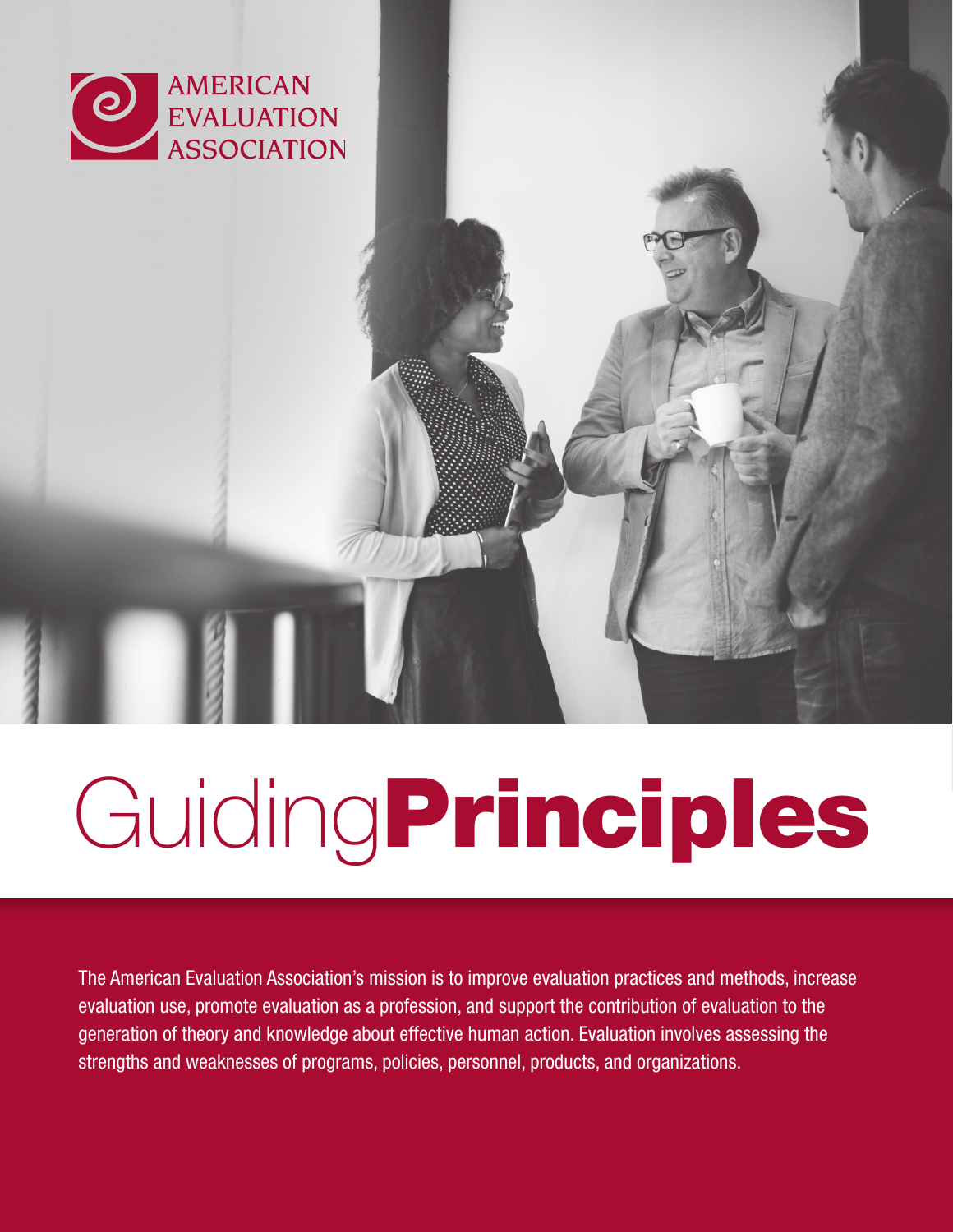AMERICAN EVALUATION ASSOCIATION

# Guiding **Principles**

The American Evaluation Association's mission is to improve evaluation practices and methods, increase evaluation use, promote evaluation as a profession, and support the contribution of evaluation to the generation of theory and knowledge about effective human action. Evaluation involves assessing the strengths and weaknesses of programs, policies, personnel, products, and organizations.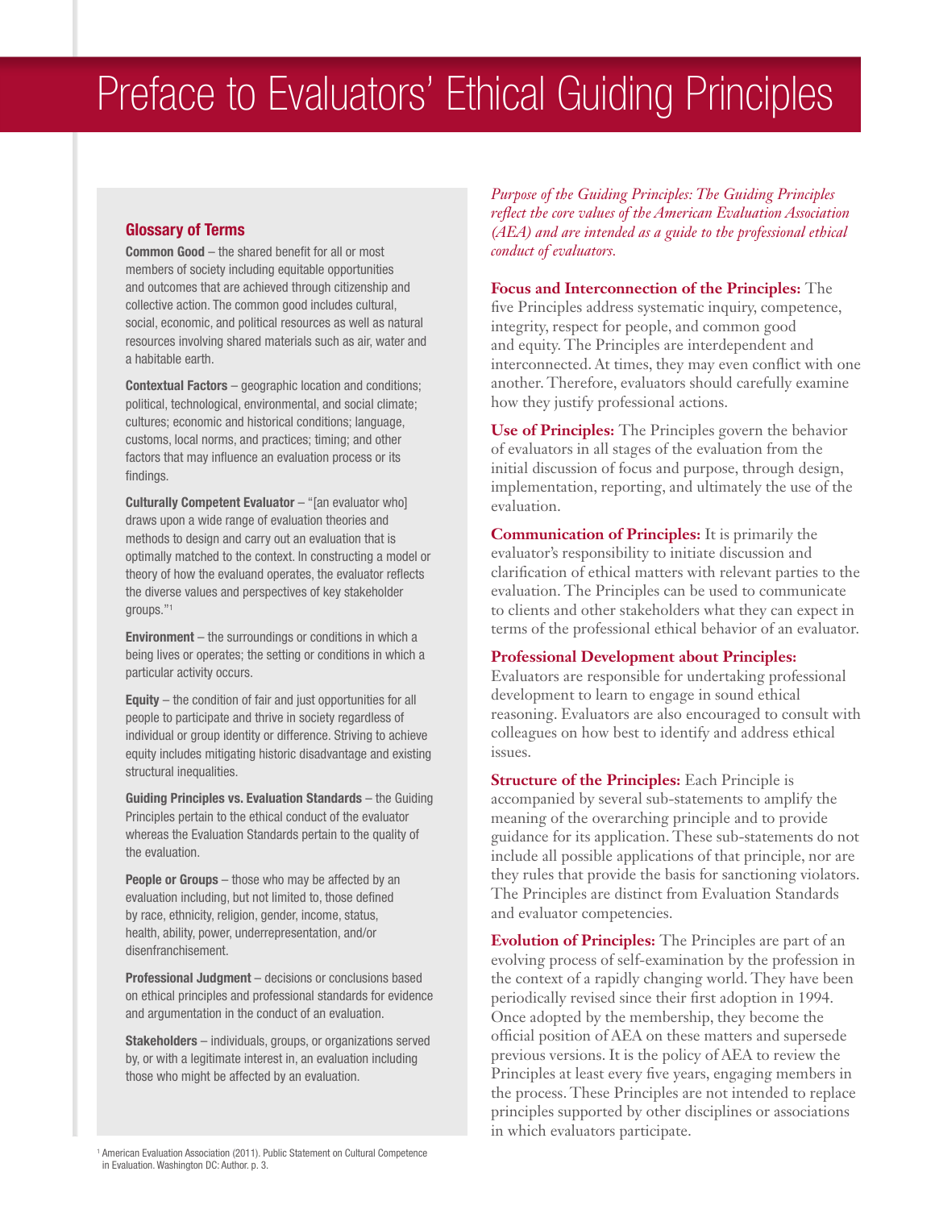# Preface to Evaluators' Ethical Guiding Principles

## Glossary of Terms

**Common Good** – the shared benefit for all or most members of society including equitable opportunities and outcomes that are achieved through citizenship and collective action. The common good includes cultural, social, economic, and political resources as well as natural resources involving shared materials such as air, water and a habitable earth.

**Contextual Factors** – geographic location and conditions; political, technological, environmental, and social climate; cultures; economic and historical conditions; language, customs, local norms, and practices; timing; and other factors that may influence an evaluation process or its findings.

**Culturally Competent Evaluator** – "[an evaluator who] draws upon a wide range of evaluation theories and methods to design and carry out an evaluation that is optimally matched to the context. In constructing a model or theory of how the evaluand operates, the evaluator reflects the diverse values and perspectives of key stakeholder groups."[1]

**Environment** – the surroundings or conditions in which a being lives or operates; the setting or conditions in which a particular activity occurs.

**Equity** – the condition of fair and just opportunities for all people to participate and thrive in society regardless of individual or group identity or difference. Striving to achieve equity includes mitigating historic disadvantage and existing structural inequalities.

**Guiding Principles vs. Evaluation Standards** – the Guiding Principles pertain to the ethical conduct of the evaluator whereas the Evaluation Standards pertain to the quality of the evaluation.

**People or Groups** – those who may be affected by an evaluation including, but not limited to, those defined by race, ethnicity, religion, gender, income, status, health, ability, power, underrepresentation, and/or disenfranchisement.

**Professional Judgment** – decisions or conclusions based on ethical principles and professional standards for evidence and argumentation in the conduct of an evaluation.

**Stakeholders** – individuals, groups, or organizations served by, or with a legitimate interest in, an evaluation including those who might be affected by an evaluation.

[1] American Evaluation Association (2011). Public Statement on Cultural Competence in Evaluation. Washington DC: Author. p. 3.

*Purpose of the Guiding Principles: The Guiding Principles reflect the core values of the American Evaluation Association (AEA) and are intended as a guide to the professional ethical conduct of evaluators.*

**Focus and Interconnection of the Principles:** The five Principles address systematic inquiry, competence, integrity, respect for people, and common good and equity. The Principles are interdependent and interconnected. At times, they may even conflict with one another. Therefore, evaluators should carefully examine how they justify professional actions.

**Use of Principles:** The Principles govern the behavior of evaluators in all stages of the evaluation from the initial discussion of focus and purpose, through design, implementation, reporting, and ultimately the use of the evaluation.

**Communication of Principles:** It is primarily the evaluator's responsibility to initiate discussion and clarification of ethical matters with relevant parties to the evaluation. The Principles can be used to communicate to clients and other stakeholders what they can expect in terms of the professional ethical behavior of an evaluator.

**Professional Development about Principles:** Evaluators are responsible for undertaking professional development to learn to engage in sound ethical reasoning. Evaluators are also encouraged to consult with colleagues on how best to identify and address ethical issues.

**Structure of the Principles:** Each Principle is accompanied by several sub-statements to amplify the meaning of the overarching principle and to provide guidance for its application. These sub-statements do not include all possible applications of that principle, nor are they rules that provide the basis for sanctioning violators. The Principles are distinct from Evaluation Standards and evaluator competencies.

**Evolution of Principles:** The Principles are part of an evolving process of self-examination by the profession in the context of a rapidly changing world. They have been periodically revised since their first adoption in 1994. Once adopted by the membership, they become the official position of AEA on these matters and supersede previous versions. It is the policy of AEA to review the Principles at least every five years, engaging members in the process. These Principles are not intended to replace principles supported by other disciplines or associations in which evaluators participate.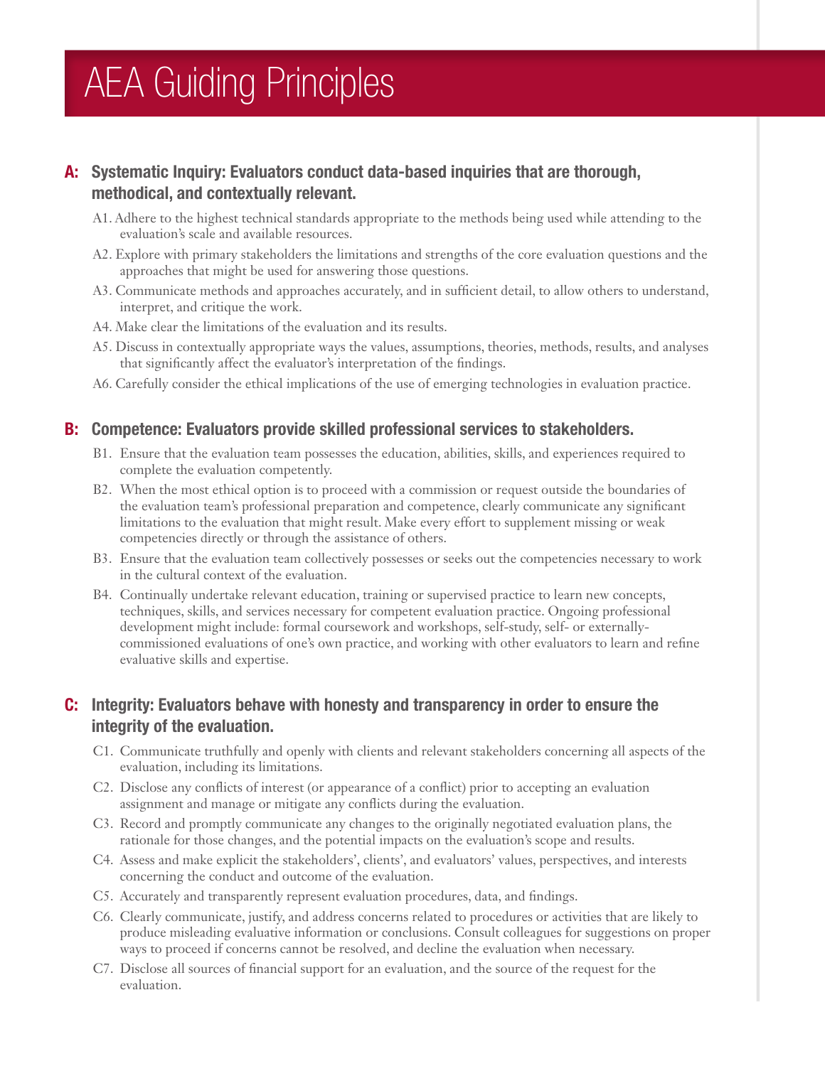# AEA Guiding Principles

## A: Systematic Inquiry: Evaluators conduct data-based inquiries that are thorough, methodical, and contextually relevant.

A1. Adhere to the highest technical standards appropriate to the methods being used while attending to the evaluation's scale and available resources.

A2. Explore with primary stakeholders the limitations and strengths of the core evaluation questions and the approaches that might be used for answering those questions.

A3. Communicate methods and approaches accurately, and in sufficient detail, to allow others to understand, interpret, and critique the work.

A4. Make clear the limitations of the evaluation and its results.

A5. Discuss in contextually appropriate ways the values, assumptions, theories, methods, results, and analyses that significantly affect the evaluator's interpretation of the findings.

A6. Carefully consider the ethical implications of the use of emerging technologies in evaluation practice.

## B: Competence: Evaluators provide skilled professional services to stakeholders.

B1. Ensure that the evaluation team possesses the education, abilities, skills, and experiences required to complete the evaluation competently.

B2. When the most ethical option is to proceed with a commission or request outside the boundaries of the evaluation team's professional preparation and competence, clearly communicate any significant limitations to the evaluation that might result. Make every effort to supplement missing or weak competencies directly or through the assistance of others.

B3. Ensure that the evaluation team collectively possesses or seeks out the competencies necessary to work in the cultural context of the evaluation.

B4. Continually undertake relevant education, training or supervised practice to learn new concepts, techniques, skills, and services necessary for competent evaluation practice. Ongoing professional development might include: formal coursework and workshops, self-study, self- or externally-commissioned evaluations of one's own practice, and working with other evaluators to learn and refine evaluative skills and expertise.

## C: Integrity: Evaluators behave with honesty and transparency in order to ensure the integrity of the evaluation.

C1. Communicate truthfully and openly with clients and relevant stakeholders concerning all aspects of the evaluation, including its limitations.

C2. Disclose any conflicts of interest (or appearance of a conflict) prior to accepting an evaluation assignment and manage or mitigate any conflicts during the evaluation.

C3. Record and promptly communicate any changes to the originally negotiated evaluation plans, the rationale for those changes, and the potential impacts on the evaluation's scope and results.

C4. Assess and make explicit the stakeholders', clients', and evaluators' values, perspectives, and interests concerning the conduct and outcome of the evaluation.

C5. Accurately and transparently represent evaluation procedures, data, and findings.

C6. Clearly communicate, justify, and address concerns related to procedures or activities that are likely to produce misleading evaluative information or conclusions. Consult colleagues for suggestions on proper ways to proceed if concerns cannot be resolved, and decline the evaluation when necessary.

C7. Disclose all sources of financial support for an evaluation, and the source of the request for the evaluation.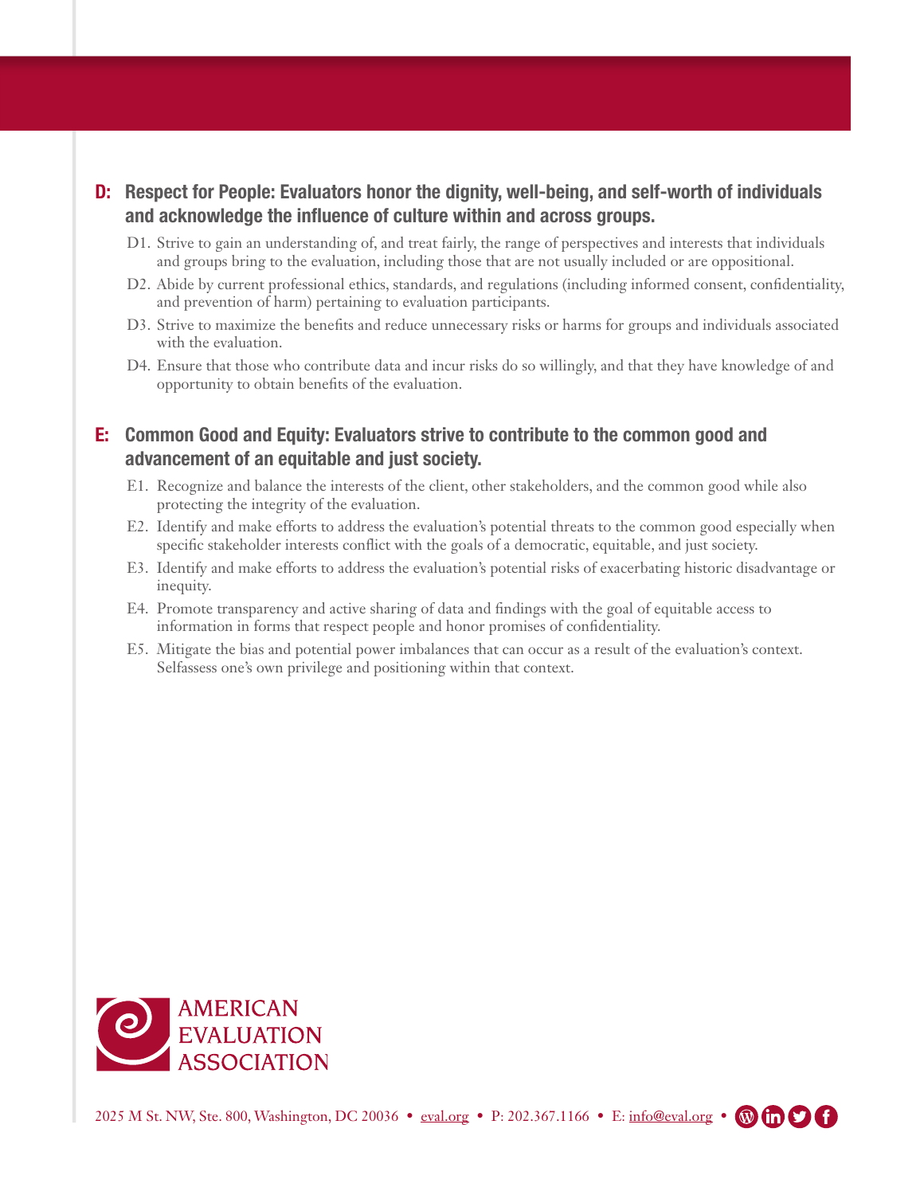## D: Respect for People: Evaluators honor the dignity, well-being, and self-worth of individuals and acknowledge the influence of culture within and across groups.

- D1. Strive to gain an understanding of, and treat fairly, the range of perspectives and interests that individuals and groups bring to the evaluation, including those that are not usually included or are oppositional.
- D2. Abide by current professional ethics, standards, and regulations (including informed consent, confidentiality, and prevention of harm) pertaining to evaluation participants.
- D3. Strive to maximize the benefits and reduce unnecessary risks or harms for groups and individuals associated with the evaluation.
- D4. Ensure that those who contribute data and incur risks do so willingly, and that they have knowledge of and opportunity to obtain benefits of the evaluation.

## E: Common Good and Equity: Evaluators strive to contribute to the common good and advancement of an equitable and just society.

- E1. Recognize and balance the interests of the client, other stakeholders, and the common good while also protecting the integrity of the evaluation.
- E2. Identify and make efforts to address the evaluation's potential threats to the common good especially when specific stakeholder interests conflict with the goals of a democratic, equitable, and just society.
- E3. Identify and make efforts to address the evaluation's potential risks of exacerbating historic disadvantage or inequity.
- E4. Promote transparency and active sharing of data and findings with the goal of equitable access to information in forms that respect people and honor promises of confidentiality.
- E5. Mitigate the bias and potential power imbalances that can occur as a result of the evaluation's context. Selfassess one's own privilege and positioning within that context.

AMERICAN EVALUATION ASSOCIATION

2025 M St. NW, Ste. 800, Washington, DC 20036 • eval.org • P: 202.367.1166 • E: info@eval.org